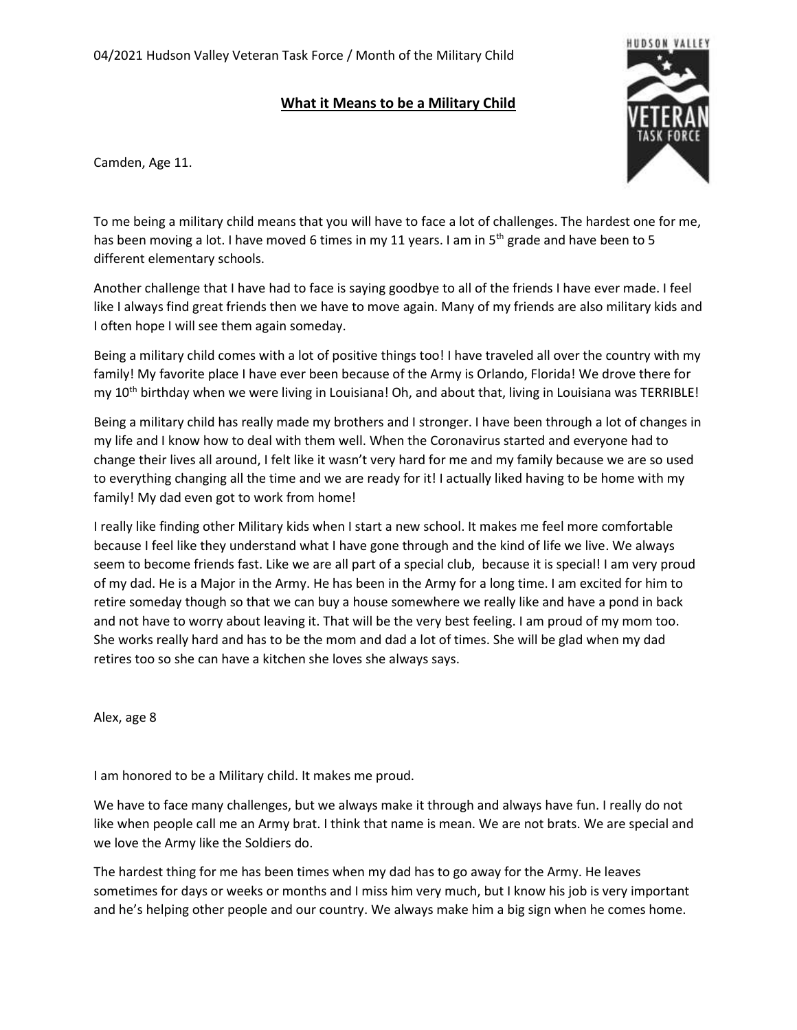04/2021 Hudson Valley Veteran Task Force / Month of the Military Child

## What it Means to be a Military Child

Camden, Age 11.

To me being a military child means that you will have to face a lot of challenges. The hardest one for me, has been moving a lot. I have moved 6 times in my 11 years. I am in 5th grade and have been to 5 different elementary schools.

Another challenge that I have had to face is saying goodbye to all of the friends I have ever made. I feel like I always find great friends then we have to move again. Many of my friends are also military kids and I often hope I will see them again someday.

Being a military child comes with a lot of positive things too! I have traveled all over the country with my family! My favorite place I have ever been because of the Army is Orlando, Florida! We drove there for my 10th birthday when we were living in Louisiana! Oh, and about that, living in Louisiana was TERRIBLE!

Being a military child has really made my brothers and I stronger. I have been through a lot of changes in my life and I know how to deal with them well. When the Coronavirus started and everyone had to change their lives all around, I felt like it wasn't very hard for me and my family because we are so used to everything changing all the time and we are ready for it! I actually liked having to be home with my family! My dad even got to work from home!

I really like finding other Military kids when I start a new school. It makes me feel more comfortable because I feel like they understand what I have gone through and the kind of life we live. We always seem to become friends fast. Like we are all part of a special club, because it is special! I am very proud of my dad. He is a Major in the Army. He has been in the Army for a long time. I am excited for him to retire someday though so that we can buy a house somewhere we really like and have a pond in back and not have to worry about leaving it. That will be the very best feeling. I am proud of my mom too. She works really hard and has to be the mom and dad a lot of times. She will be glad when my dad retires too so she can have a kitchen she loves she always says.

Alex, age 8

I am honored to be a Military child. It makes me proud.

We have to face many challenges, but we always make it through and always have fun. I really do not like when people call me an Army brat. I think that name is mean. We are not brats. We are special and we love the Army like the Soldiers do.

The hardest thing for me has been times when my dad has to go away for the Army. He leaves sometimes for days or weeks or months and I miss him very much, but I know his job is very important and he's helping other people and our country. We always make him a big sign when he comes home.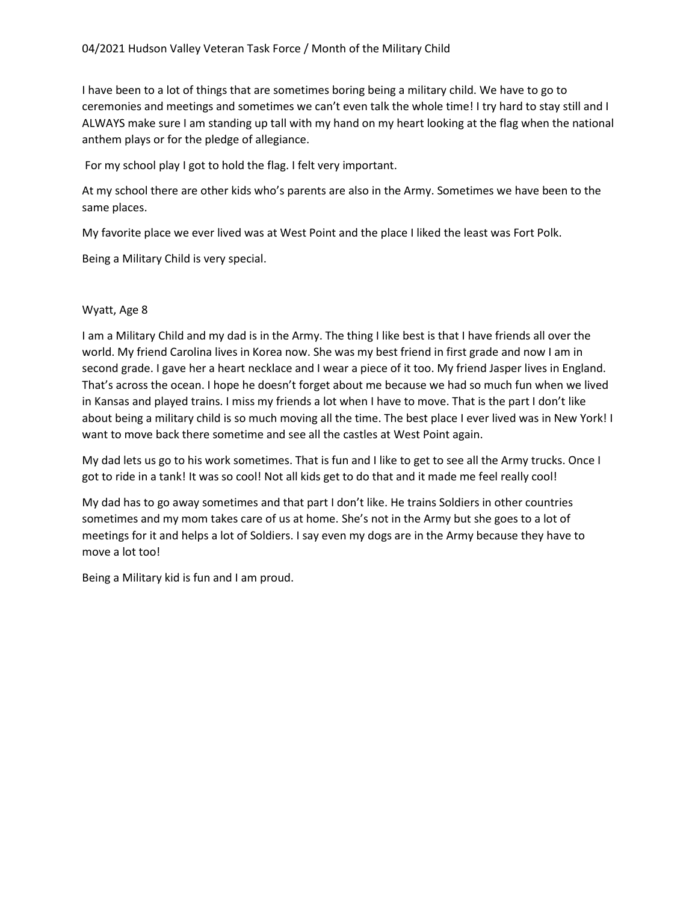I have been to a lot of things that are sometimes boring being a military child. We have to go to ceremonies and meetings and sometimes we can't even talk the whole time! I try hard to stay still and I ALWAYS make sure I am standing up tall with my hand on my heart looking at the flag when the national anthem plays or for the pledge of allegiance.

For my school play I got to hold the flag. I felt very important.

At my school there are other kids who's parents are also in the Army. Sometimes we have been to the same places.

My favorite place we ever lived was at West Point and the place I liked the least was Fort Polk.

Being a Military Child is very special.

Wyatt, Age 8

I am a Military Child and my dad is in the Army. The thing I like best is that I have friends all over the world. My friend Carolina lives in Korea now. She was my best friend in first grade and now I am in second grade. I gave her a heart necklace and I wear a piece of it too. My friend Jasper lives in England. That's across the ocean. I hope he doesn't forget about me because we had so much fun when we lived in Kansas and played trains. I miss my friends a lot when I have to move. That is the part I don't like about being a military child is so much moving all the time. The best place I ever lived was in New York! I want to move back there sometime and see all the castles at West Point again.

My dad lets us go to his work sometimes. That is fun and I like to get to see all the Army trucks. Once I got to ride in a tank! It was so cool! Not all kids get to do that and it made me feel really cool!

My dad has to go away sometimes and that part I don't like. He trains Soldiers in other countries sometimes and my mom takes care of us at home. She's not in the Army but she goes to a lot of meetings for it and helps a lot of Soldiers. I say even my dogs are in the Army because they have to move a lot too!

Being a Military kid is fun and I am proud.